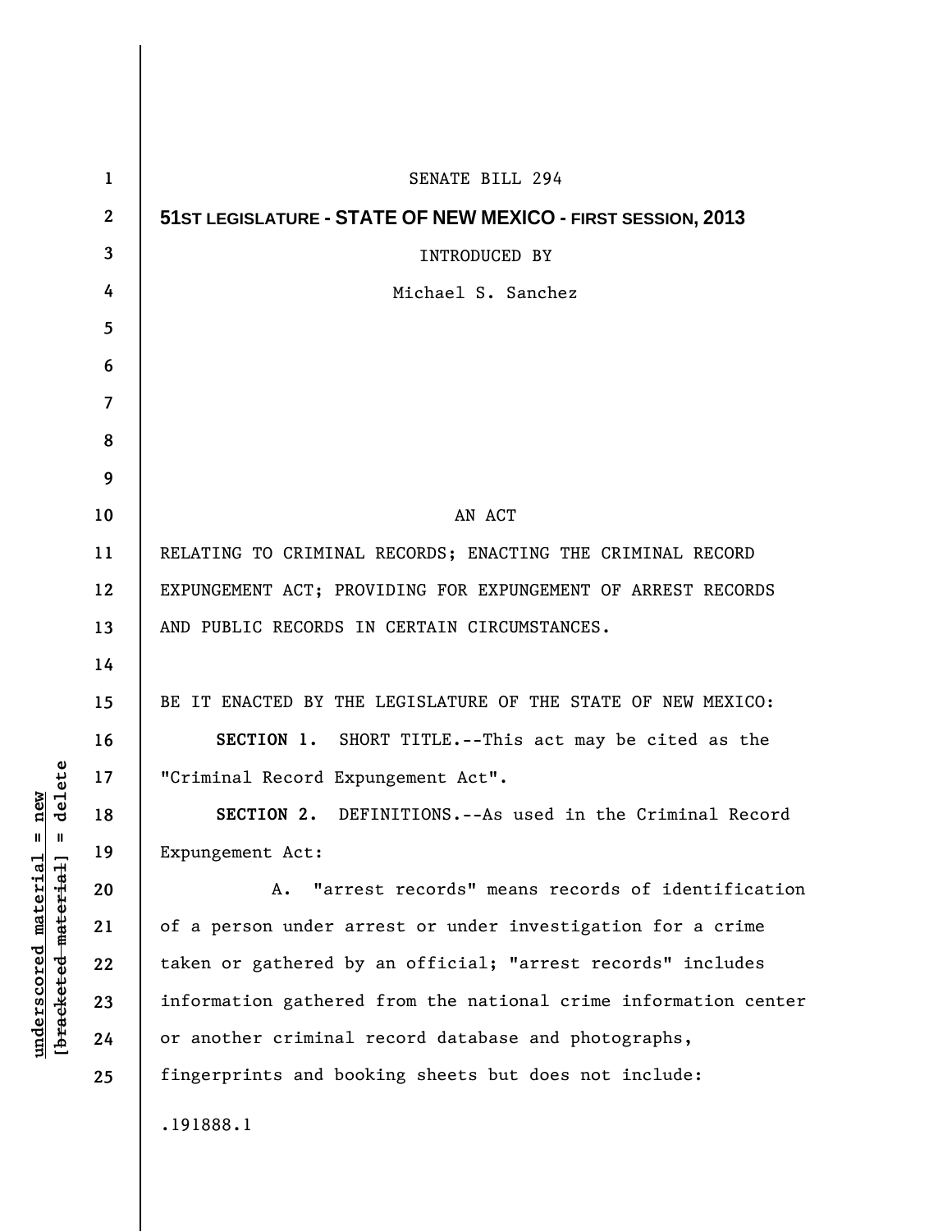SENATE BILL 294

**51ST LEGISLATURE - STATE OF NEW MEXICO - FIRST SESSION, 2013**

INTRODUCED BY

Michael S. Sanchez

AN ACT

RELATING TO CRIMINAL RECORDS; ENACTING THE CRIMINAL RECORD EXPUNGEMENT ACT; PROVIDING FOR EXPUNGEMENT OF ARREST RECORDS AND PUBLIC RECORDS IN CERTAIN CIRCUMSTANCES.

BE IT ENACTED BY THE LEGISLATURE OF THE STATE OF NEW MEXICO:

**SECTION 1.** SHORT TITLE.--This act may be cited as the "Criminal Record Expungement Act".

**SECTION 2.** DEFINITIONS.--As used in the Criminal Record Expungement Act:

A. "arrest records" means records of identification of a person under arrest or under investigation for a crime taken or gathered by an official; "arrest records" includes information gathered from the national crime information center or another criminal record database and photographs, fingerprints and booking sheets but does not include:

.191888.1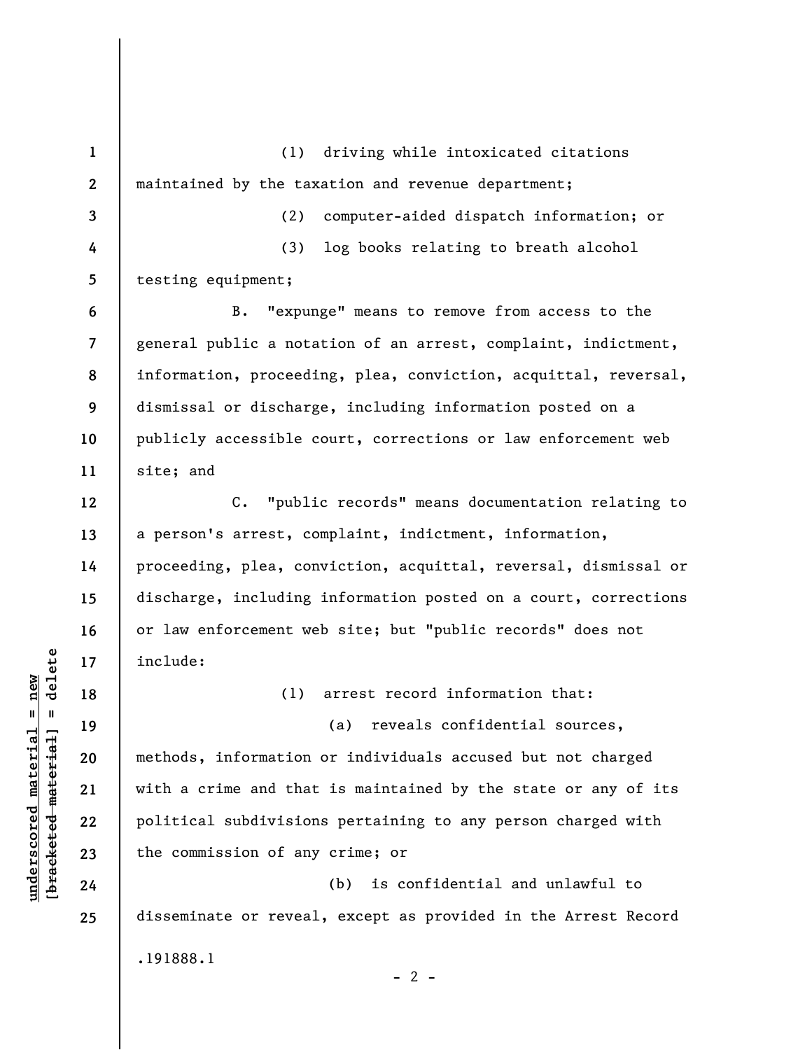(1) driving while intoxicated citations maintained by the taxation and revenue department;

(2) computer-aided dispatch information; or

(3) log books relating to breath alcohol testing equipment;

B. "expunge" means to remove from access to the general public a notation of an arrest, complaint, indictment, information, proceeding, plea, conviction, acquittal, reversal, dismissal or discharge, including information posted on a publicly accessible court, corrections or law enforcement web site; and

C. "public records" means documentation relating to a person's arrest, complaint, indictment, information, proceeding, plea, conviction, acquittal, reversal, dismissal or discharge, including information posted on a court, corrections or law enforcement web site; but "public records" does not include:

(1) arrest record information that:

(a) reveals confidential sources, methods, information or individuals accused but not charged with a crime and that is maintained by the state or any of its political subdivisions pertaining to any person charged with the commission of any crime; or

(b) is confidential and unlawful to disseminate or reveal, except as provided in the Arrest Record

.191888.1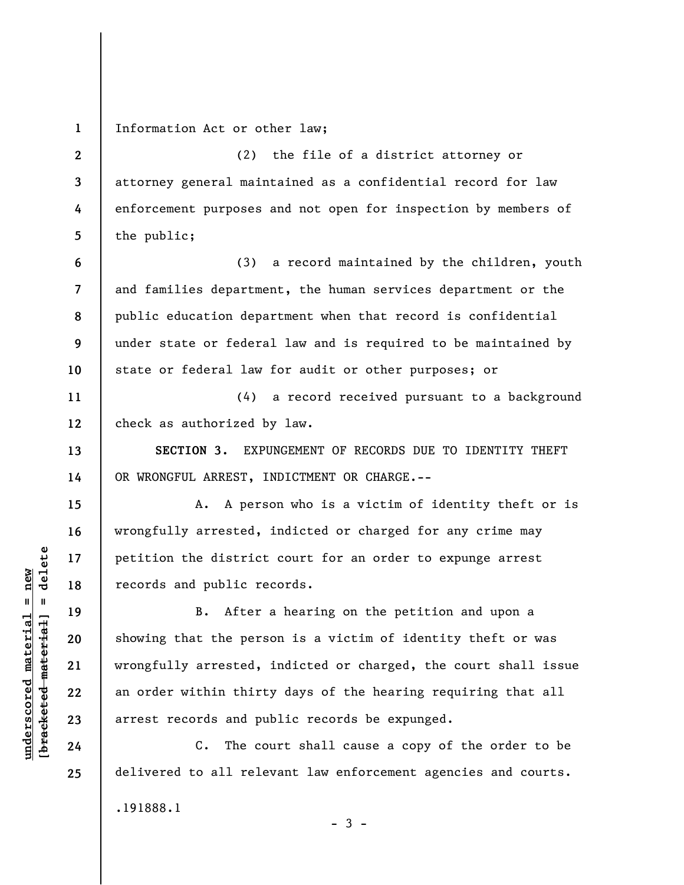Information Act or other law;

(2) the file of a district attorney or attorney general maintained as a confidential record for law enforcement purposes and not open for inspection by members of the public;

(3) a record maintained by the children, youth and families department, the human services department or the public education department when that record is confidential under state or federal law and is required to be maintained by state or federal law for audit or other purposes; or

(4) a record received pursuant to a background check as authorized by law.

**SECTION 3.** EXPUNGEMENT OF RECORDS DUE TO IDENTITY THEFT OR WRONGFUL ARREST, INDICTMENT OR CHARGE.--

A. A person who is a victim of identity theft or is wrongfully arrested, indicted or charged for any crime may petition the district court for an order to expunge arrest records and public records.

B. After a hearing on the petition and upon a showing that the person is a victim of identity theft or was wrongfully arrested, indicted or charged, the court shall issue an order within thirty days of the hearing requiring that all arrest records and public records be expunged.

C. The court shall cause a copy of the order to be delivered to all relevant law enforcement agencies and courts.

.191888.1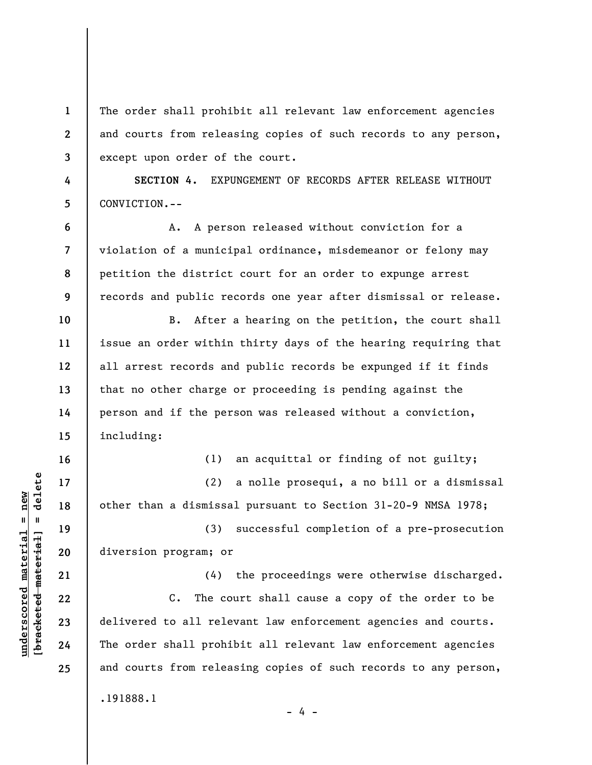The order shall prohibit all relevant law enforcement agencies and courts from releasing copies of such records to any person, except upon order of the court.

**SECTION 4.** EXPUNGEMENT OF RECORDS AFTER RELEASE WITHOUT CONVICTION.--

A. A person released without conviction for a violation of a municipal ordinance, misdemeanor or felony may petition the district court for an order to expunge arrest records and public records one year after dismissal or release.

B. After a hearing on the petition, the court shall issue an order within thirty days of the hearing requiring that all arrest records and public records be expunged if it finds that no other charge or proceeding is pending against the person and if the person was released without a conviction, including:

(1) an acquittal or finding of not guilty;

(2) a nolle prosequi, a no bill or a dismissal other than a dismissal pursuant to Section 31-20-9 NMSA 1978;

(3) successful completion of a pre-prosecution diversion program; or

(4) the proceedings were otherwise discharged.

C. The court shall cause a copy of the order to be delivered to all relevant law enforcement agencies and courts. The order shall prohibit all relevant law enforcement agencies and courts from releasing copies of such records to any person,

.191888.1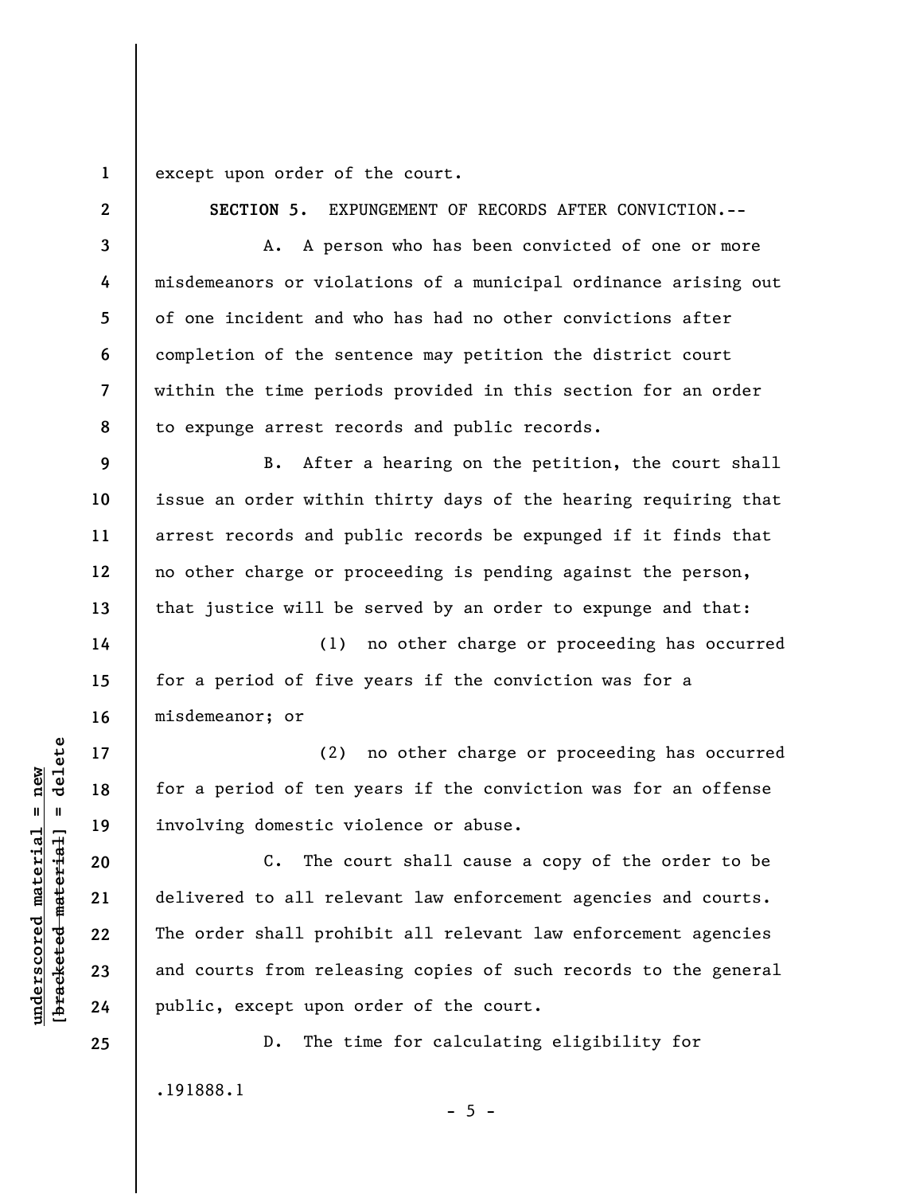except upon order of the court.

**SECTION 5.** EXPUNGEMENT OF RECORDS AFTER CONVICTION.--

A. A person who has been convicted of one or more misdemeanors or violations of a municipal ordinance arising out of one incident and who has had no other convictions after completion of the sentence may petition the district court within the time periods provided in this section for an order to expunge arrest records and public records.

B. After a hearing on the petition, the court shall issue an order within thirty days of the hearing requiring that arrest records and public records be expunged if it finds that no other charge or proceeding is pending against the person, that justice will be served by an order to expunge and that:

(1) no other charge or proceeding has occurred for a period of five years if the conviction was for a misdemeanor; or

(2) no other charge or proceeding has occurred for a period of ten years if the conviction was for an offense involving domestic violence or abuse.

C. The court shall cause a copy of the order to be delivered to all relevant law enforcement agencies and courts. The order shall prohibit all relevant law enforcement agencies and courts from releasing copies of such records to the general public, except upon order of the court.

D. The time for calculating eligibility for

.191888.1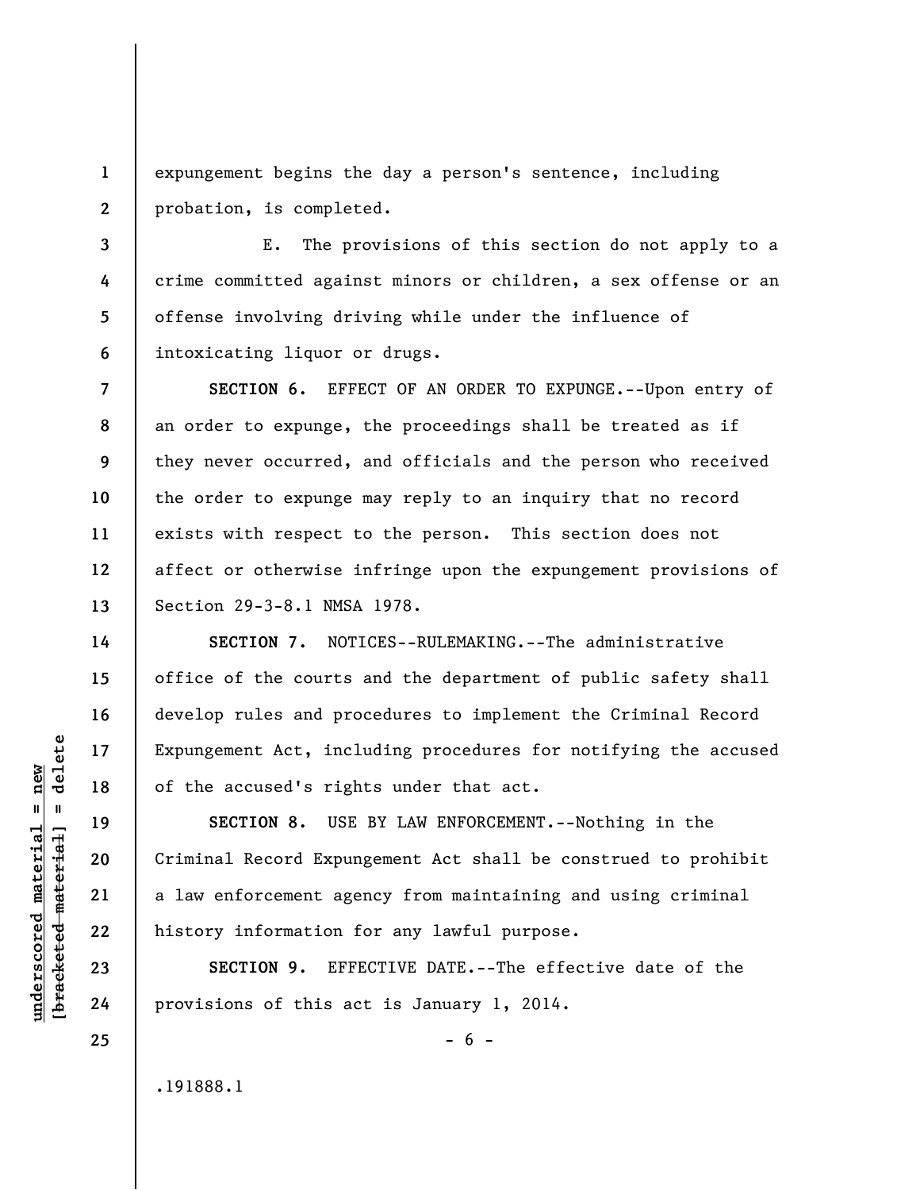expungement begins the day a person's sentence, including probation, is completed.

E. The provisions of this section do not apply to a crime committed against minors or children, a sex offense or an offense involving driving while under the influence of intoxicating liquor or drugs.

**SECTION 6.** EFFECT OF AN ORDER TO EXPUNGE.--Upon entry of an order to expunge, the proceedings shall be treated as if they never occurred, and officials and the person who received the order to expunge may reply to an inquiry that no record exists with respect to the person. This section does not affect or otherwise infringe upon the expungement provisions of Section 29-3-8.1 NMSA 1978.

**SECTION 7.** NOTICES--RULEMAKING.--The administrative office of the courts and the department of public safety shall develop rules and procedures to implement the Criminal Record Expungement Act, including procedures for notifying the accused of the accused's rights under that act.

**SECTION 8.** USE BY LAW ENFORCEMENT.--Nothing in the Criminal Record Expungement Act shall be construed to prohibit a law enforcement agency from maintaining and using criminal history information for any lawful purpose.

**SECTION 9.** EFFECTIVE DATE.--The effective date of the provisions of this act is January 1, 2014.

.191888.1